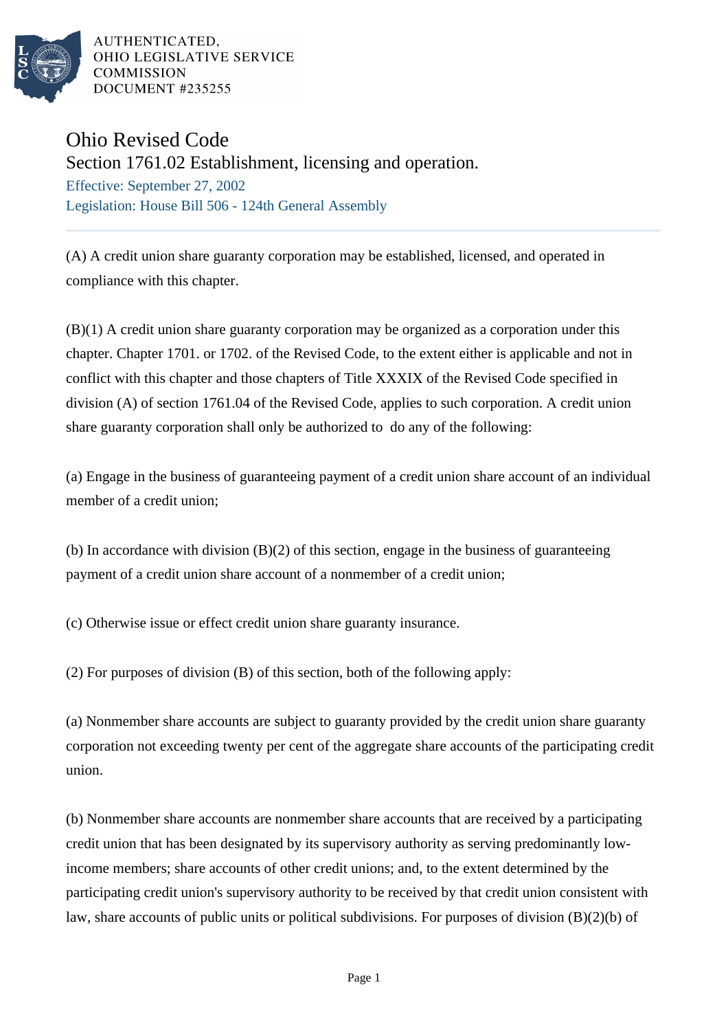AUTHENTICATED,
OHIO LEGISLATIVE SERVICE
COMMISSION
DOCUMENT #235255

# Ohio Revised Code

## Section 1761.02 Establishment, licensing and operation.

Effective: September 27, 2002
Legislation: House Bill 506 - 124th General Assembly

(A) A credit union share guaranty corporation may be established, licensed, and operated in compliance with this chapter.

(B)(1) A credit union share guaranty corporation may be organized as a corporation under this chapter. Chapter 1701. or 1702. of the Revised Code, to the extent either is applicable and not in conflict with this chapter and those chapters of Title XXXIX of the Revised Code specified in division (A) of section 1761.04 of the Revised Code, applies to such corporation. A credit union share guaranty corporation shall only be authorized to do any of the following:

(a) Engage in the business of guaranteeing payment of a credit union share account of an individual member of a credit union;

(b) In accordance with division (B)(2) of this section, engage in the business of guaranteeing payment of a credit union share account of a nonmember of a credit union;

(c) Otherwise issue or effect credit union share guaranty insurance.

(2) For purposes of division (B) of this section, both of the following apply:

(a) Nonmember share accounts are subject to guaranty provided by the credit union share guaranty corporation not exceeding twenty per cent of the aggregate share accounts of the participating credit union.

(b) Nonmember share accounts are nonmember share accounts that are received by a participating credit union that has been designated by its supervisory authority as serving predominantly low-income members; share accounts of other credit unions; and, to the extent determined by the participating credit union's supervisory authority to be received by that credit union consistent with law, share accounts of public units or political subdivisions. For purposes of division (B)(2)(b) of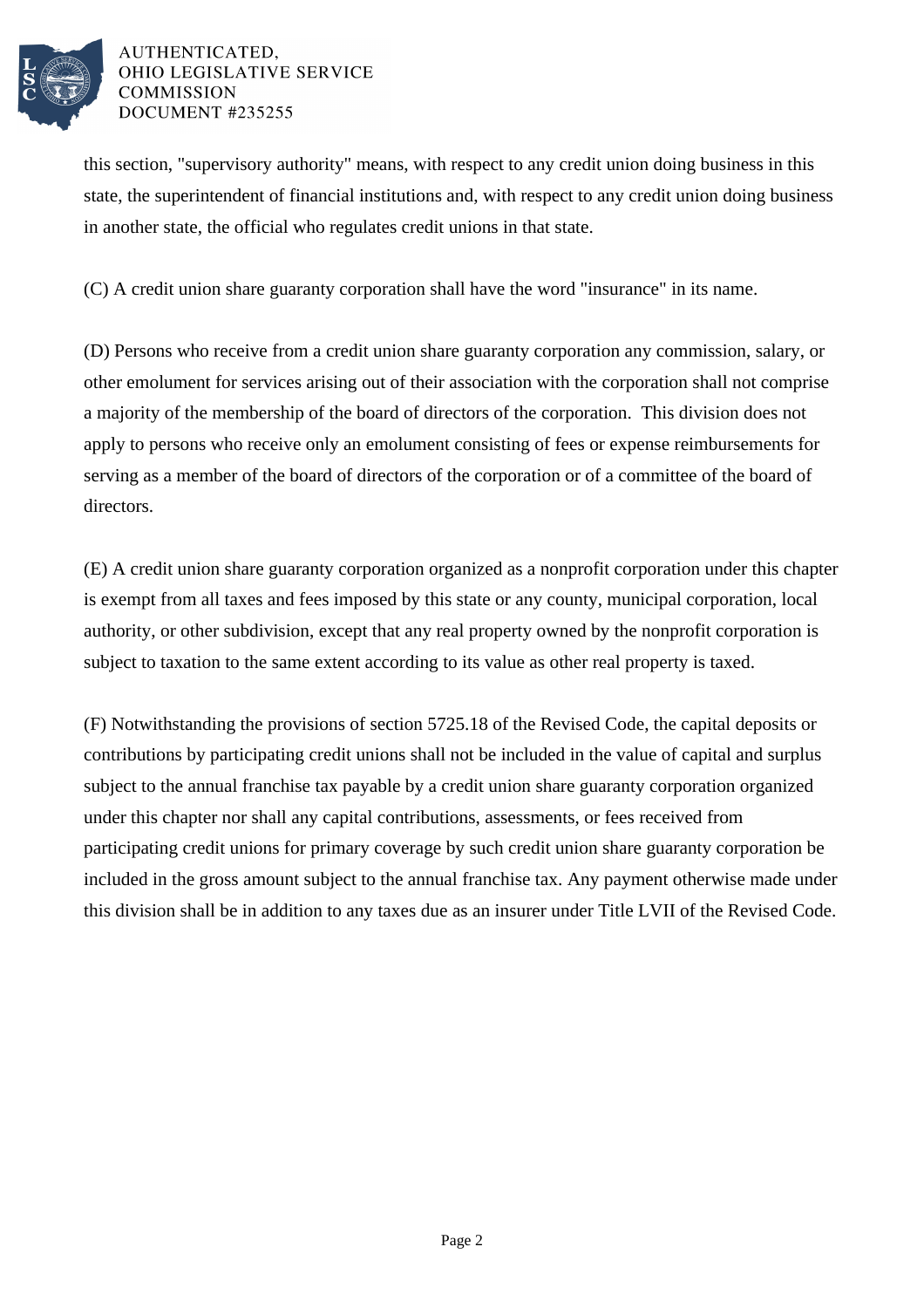this section, "supervisory authority" means, with respect to any credit union doing business in this state, the superintendent of financial institutions and, with respect to any credit union doing business in another state, the official who regulates credit unions in that state.

(C) A credit union share guaranty corporation shall have the word "insurance" in its name.

(D) Persons who receive from a credit union share guaranty corporation any commission, salary, or other emolument for services arising out of their association with the corporation shall not comprise a majority of the membership of the board of directors of the corporation. This division does not apply to persons who receive only an emolument consisting of fees or expense reimbursements for serving as a member of the board of directors of the corporation or of a committee of the board of directors.

(E) A credit union share guaranty corporation organized as a nonprofit corporation under this chapter is exempt from all taxes and fees imposed by this state or any county, municipal corporation, local authority, or other subdivision, except that any real property owned by the nonprofit corporation is subject to taxation to the same extent according to its value as other real property is taxed.

(F) Notwithstanding the provisions of section 5725.18 of the Revised Code, the capital deposits or contributions by participating credit unions shall not be included in the value of capital and surplus subject to the annual franchise tax payable by a credit union share guaranty corporation organized under this chapter nor shall any capital contributions, assessments, or fees received from participating credit unions for primary coverage by such credit union share guaranty corporation be included in the gross amount subject to the annual franchise tax. Any payment otherwise made under this division shall be in addition to any taxes due as an insurer under Title LVII of the Revised Code.